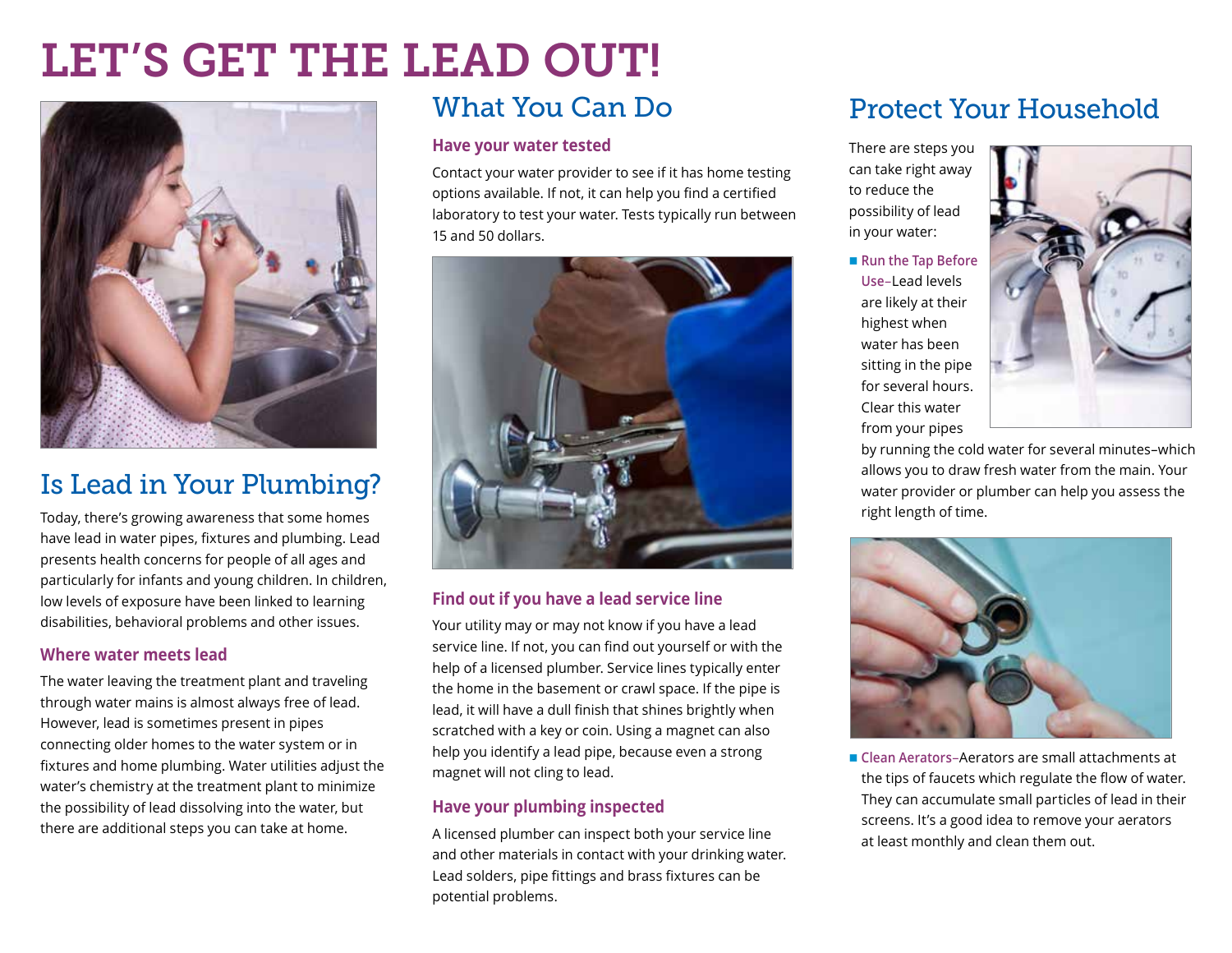# LET'S GET THE LEAD OUT!

## Is Lead in Your Plumbing?

Today, there's growing awareness that some homes have lead in water pipes, fixtures and plumbing. Lead presents health concerns for people of all ages and particularly for infants and young children. In children, low levels of exposure have been linked to learning disabilities, behavioral problems and other issues.

### Where water meets lead

The water leaving the treatment plant and traveling through water mains is almost always free of lead. However, lead is sometimes present in pipes connecting older homes to the water system or in fixtures and home plumbing. Water utilities adjust the water's chemistry at the treatment plant to minimize the possibility of lead dissolving into the water, but there are additional steps you can take at home.

## What You Can Do

### Have your water tested

Contact your water provider to see if it has home testing options available. If not, it can help you find a certified laboratory to test your water. Tests typically run between 15 and 50 dollars.

### Find out if you have a lead service line

Your utility may or may not know if you have a lead service line. If not, you can find out yourself or with the help of a licensed plumber. Service lines typically enter the home in the basement or crawl space. If the pipe is lead, it will have a dull finish that shines brightly when scratched with a key or coin. Using a magnet can also help you identify a lead pipe, because even a strong magnet will not cling to lead.

### Have your plumbing inspected

A licensed plumber can inspect both your service line and other materials in contact with your drinking water. Lead solders, pipe fittings and brass fixtures can be potential problems.

## Protect Your Household

There are steps you can take right away to reduce the possibility of lead in your water:

- **Run the Tap Before Use**–Lead levels are likely at their highest when water has been sitting in the pipe for several hours. Clear this water from your pipes by running the cold water for several minutes–which allows you to draw fresh water from the main. Your water provider or plumber can help you assess the right length of time.
- **Clean Aerators**–Aerators are small attachments at the tips of faucets which regulate the flow of water. They can accumulate small particles of lead in their screens. It's a good idea to remove your aerators at least monthly and clean them out.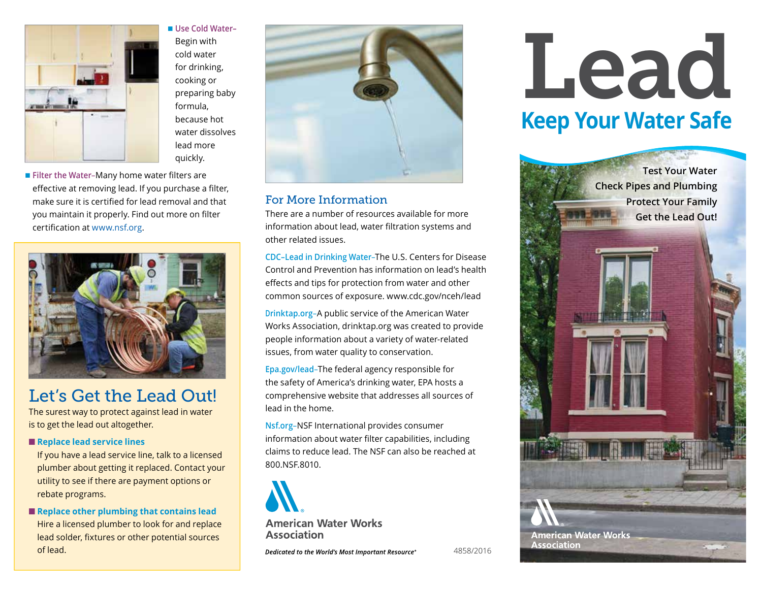- **Use Cold Water**–Begin with cold water for drinking, cooking or preparing baby formula, because hot water dissolves lead more quickly.

- **Filter the Water**–Many home water filters are effective at removing lead. If you purchase a filter, make sure it is certified for lead removal and that you maintain it properly. Find out more on filter certification at www.nsf.org.

## Let's Get the Lead Out!

The surest way to protect against lead in water is to get the lead out altogether.

- **Replace lead service lines**
  If you have a lead service line, talk to a licensed plumber about getting it replaced. Contact your utility to see if there are payment options or rebate programs.

- **Replace other plumbing that contains lead**
  Hire a licensed plumber to look for and replace lead solder, fixtures or other potential sources of lead.

## For More Information

There are a number of resources available for more information about lead, water filtration systems and other related issues.

**CDC–Lead in Drinking Water**–The U.S. Centers for Disease Control and Prevention has information on lead's health effects and tips for protection from water and other common sources of exposure. www.cdc.gov/nceh/lead

**Drinktap.org**–A public service of the American Water Works Association, drinktap.org was created to provide people information about a variety of water-related issues, from water quality to conservation.

**Epa.gov/lead**–The federal agency responsible for the safety of America's drinking water, EPA hosts a comprehensive website that addresses all sources of lead in the home.

**Nsf.org**–NSF International provides consumer information about water filter capabilities, including claims to reduce lead. The NSF can also be reached at 800.NSF.8010.

American Water Works Association

*Dedicated to the World's Most Important Resource®*

4858/2016

# Lead

## Keep Your Water Safe

Test Your Water
Check Pipes and Plumbing
Protect Your Family
Get the Lead Out!

American Water Works Association